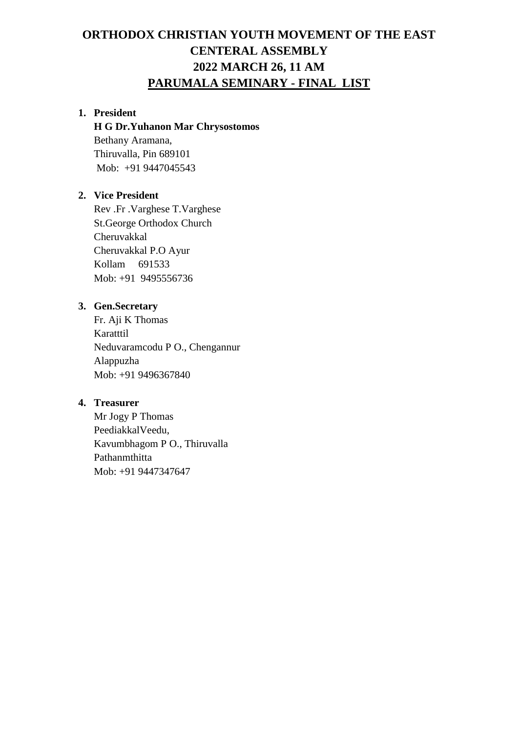# ORTHODOX CHRISTIAN YOUTH MOVEMENT OF THE EAST
# CENTERAL ASSEMBLY
# 2022 MARCH 26, 11 AM
# PARUMALA SEMINARY - FINAL LIST

1. **President**
   **H G Dr.Yuhanon Mar Chrysostomos**
   Bethany Aramana,
   Thiruvalla, Pin 689101
   Mob: +91 9447045543

2. **Vice President**
   Rev .Fr .Varghese T.Varghese
   St.George Orthodox Church
   Cheruvakkal
   Cheruvakkal P.O Ayur
   Kollam 691533
   Mob: +91 9495556736

3. **Gen.Secretary**
   Fr. Aji K Thomas
   Karatttil
   Neduvaramcodu P O., Chengannur
   Alappuzha
   Mob: +91 9496367840

4. **Treasurer**
   Mr Jogy P Thomas
   PeediakkalVeedu,
   Kavumbhagom P O., Thiruvalla
   Pathanmthitta
   Mob: +91 9447347647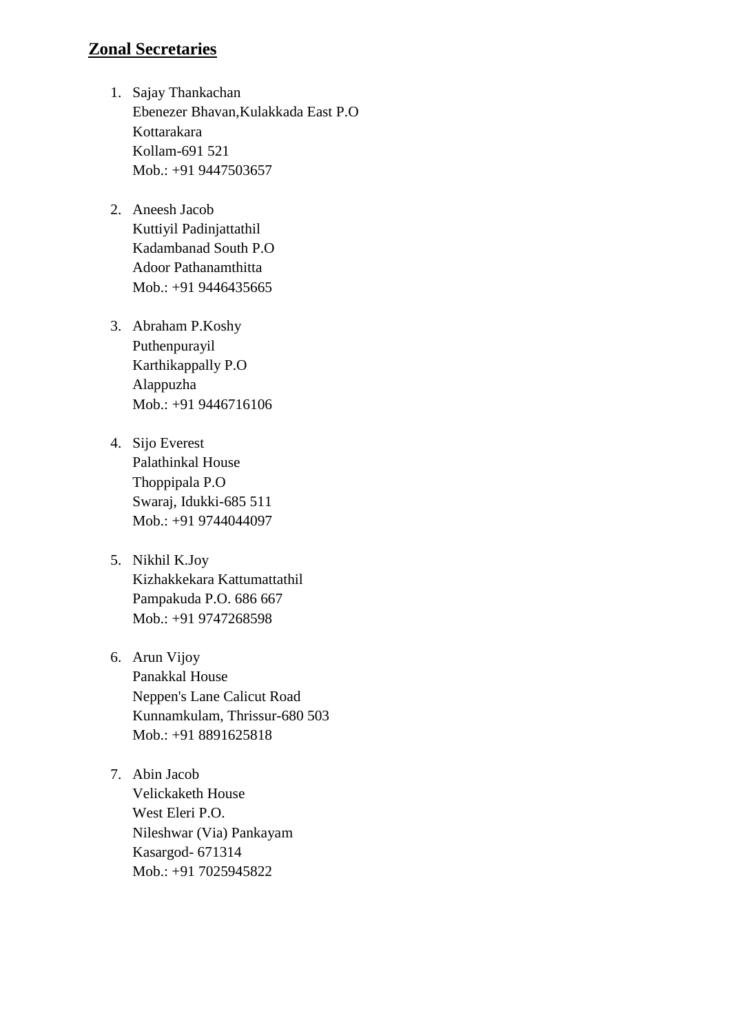## Zonal Secretaries

1. Sajay Thankachan  
   Ebenezer Bhavan,Kulakkada East P.O  
   Kottarakara  
   Kollam-691 521  
   Mob.: +91 9447503657

2. Aneesh Jacob  
   Kuttiyil Padinjattathil  
   Kadambanad South P.O  
   Adoor Pathanamthitta  
   Mob.: +91 9446435665

3. Abraham P.Koshy  
   Puthenpurayil  
   Karthikappally P.O  
   Alappuzha  
   Mob.: +91 9446716106

4. Sijo Everest  
   Palathinkal House  
   Thoppipala P.O  
   Swaraj, Idukki-685 511  
   Mob.: +91 9744044097

5. Nikhil K.Joy  
   Kizhakkekara Kattumattathil  
   Pampakuda P.O. 686 667  
   Mob.: +91 9747268598

6. Arun Vijoy  
   Panakkal House  
   Neppen's Lane Calicut Road  
   Kunnamkulam, Thrissur-680 503  
   Mob.: +91 8891625818

7. Abin Jacob  
   Velickaketh House  
   West Eleri P.O.  
   Nileshwar (Via) Pankayam  
   Kasargod- 671314  
   Mob.: +91 7025945822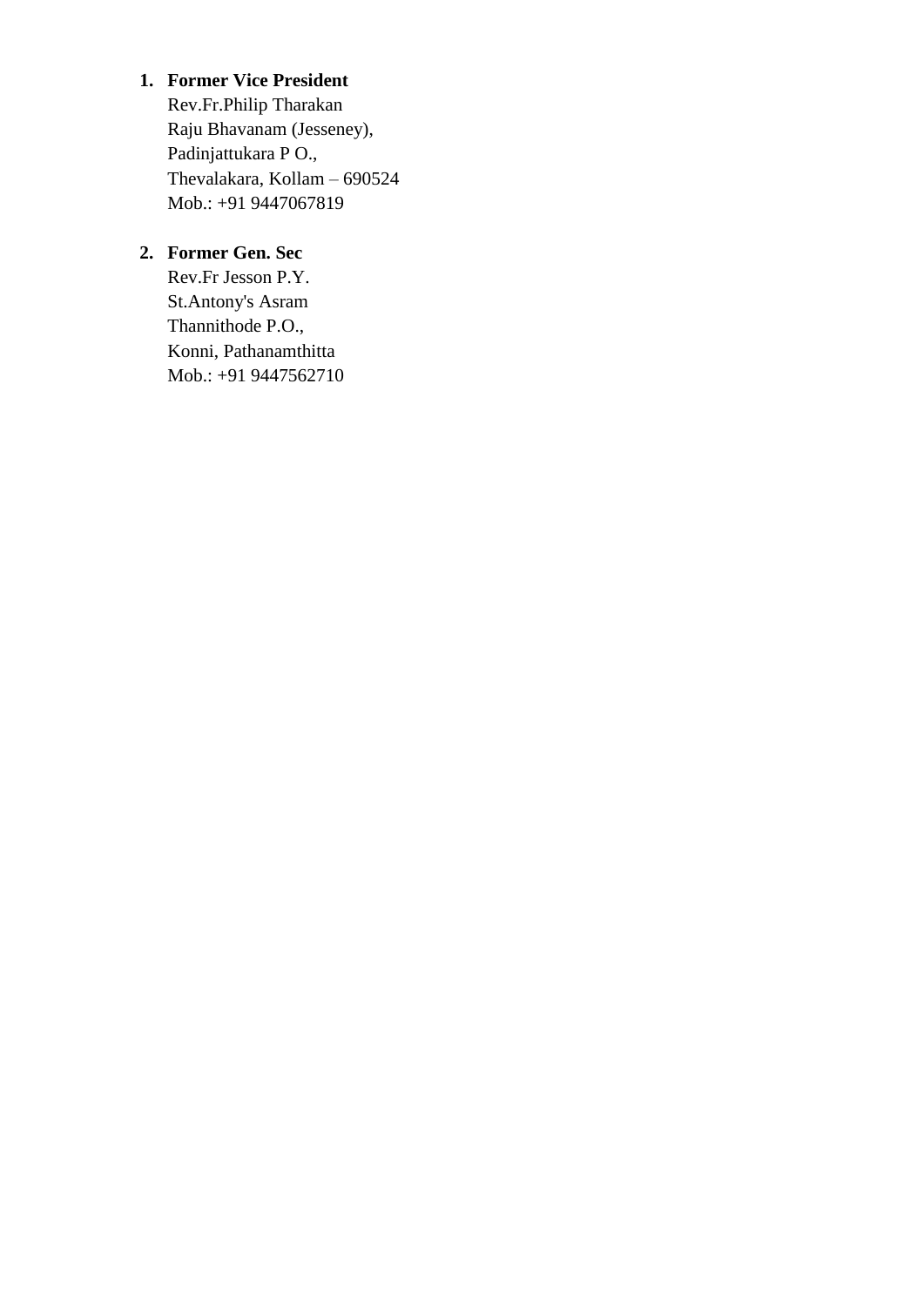1. **Former Vice President**
   Rev.Fr.Philip Tharakan
   Raju Bhavanam (Jesseney),
   Padinjattukara P O.,
   Thevalakara, Kollam – 690524
   Mob.: +91 9447067819

2. **Former Gen. Sec**
   Rev.Fr Jesson P.Y.
   St.Antony's Asram
   Thannithode P.O.,
   Konni, Pathanamthitta
   Mob.: +91 9447562710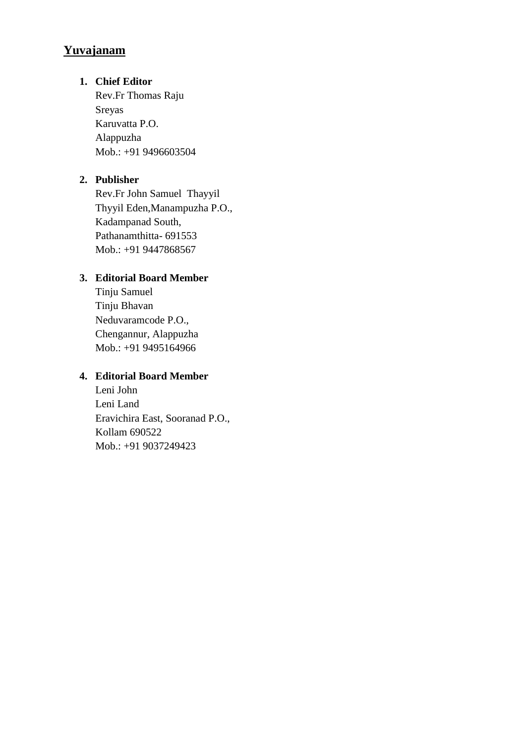## <u>Yuvajanam</u>

1. **Chief Editor**
   Rev.Fr Thomas Raju
   Sreyas
   Karuvatta P.O.
   Alappuzha
   Mob.: +91 9496603504

2. **Publisher**
   Rev.Fr John Samuel Thayyil
   Thyyil Eden,Manampuzha P.O.,
   Kadampanad South,
   Pathanamthitta- 691553
   Mob.: +91 9447868567

3. **Editorial Board Member**
   Tinju Samuel
   Tinju Bhavan
   Neduvaramcode P.O.,
   Chengannur, Alappuzha
   Mob.: +91 9495164966

4. **Editorial Board Member**
   Leni John
   Leni Land
   Eravichira East, Sooranad P.O.,
   Kollam 690522
   Mob.: +91 9037249423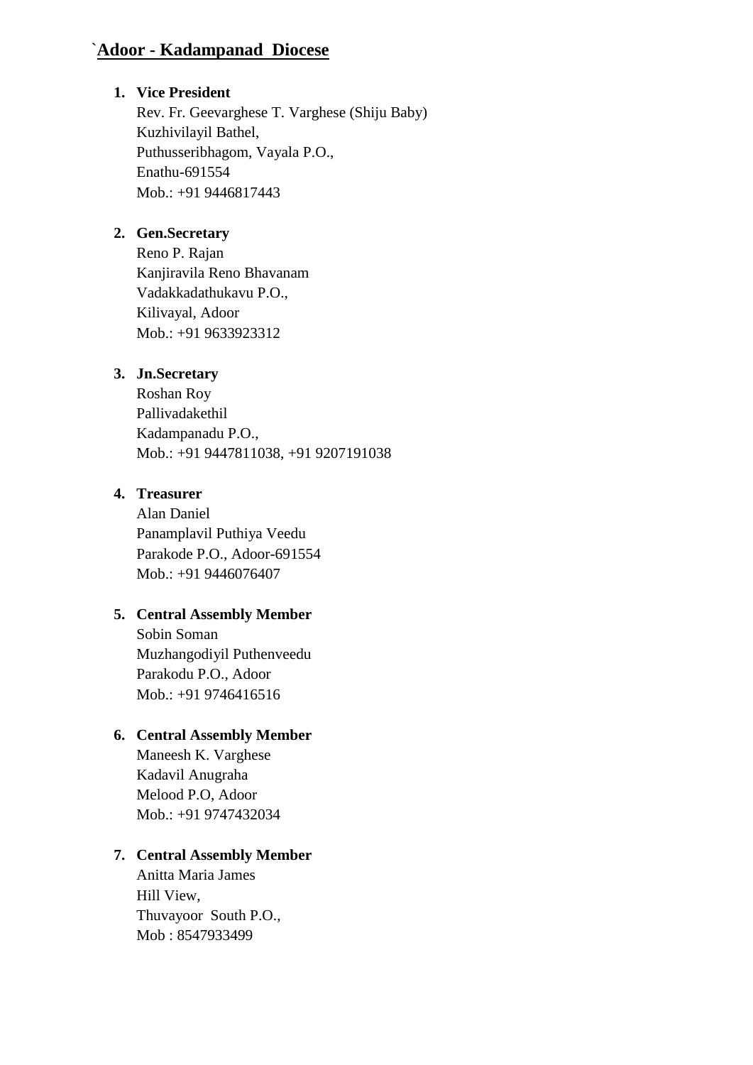## `Adoor - Kadampanad Diocese

1. **Vice President**
   Rev. Fr. Geevarghese T. Varghese (Shiju Baby)
   Kuzhivilayil Bathel,
   Puthusseribhagom, Vayala P.O.,
   Enathu-691554
   Mob.: +91 9446817443

2. **Gen.Secretary**
   Reno P. Rajan
   Kanjiravila Reno Bhavanam
   Vadakkadathukavu P.O.,
   Kilivayal, Adoor
   Mob.: +91 9633923312

3. **Jn.Secretary**
   Roshan Roy
   Pallivadakethil
   Kadampanadu P.O.,
   Mob.: +91 9447811038, +91 9207191038

4. **Treasurer**
   Alan Daniel
   Panamplavil Puthiya Veedu
   Parakode P.O., Adoor-691554
   Mob.: +91 9446076407

5. **Central Assembly Member**
   Sobin Soman
   Muzhangodiyil Puthenveedu
   Parakodu P.O., Adoor
   Mob.: +91 9746416516

6. **Central Assembly Member**
   Maneesh K. Varghese
   Kadavil Anugraha
   Melood P.O, Adoor
   Mob.: +91 9747432034

7. **Central Assembly Member**
   Anitta Maria James
   Hill View,
   Thuvayoor South P.O.,
   Mob : 8547933499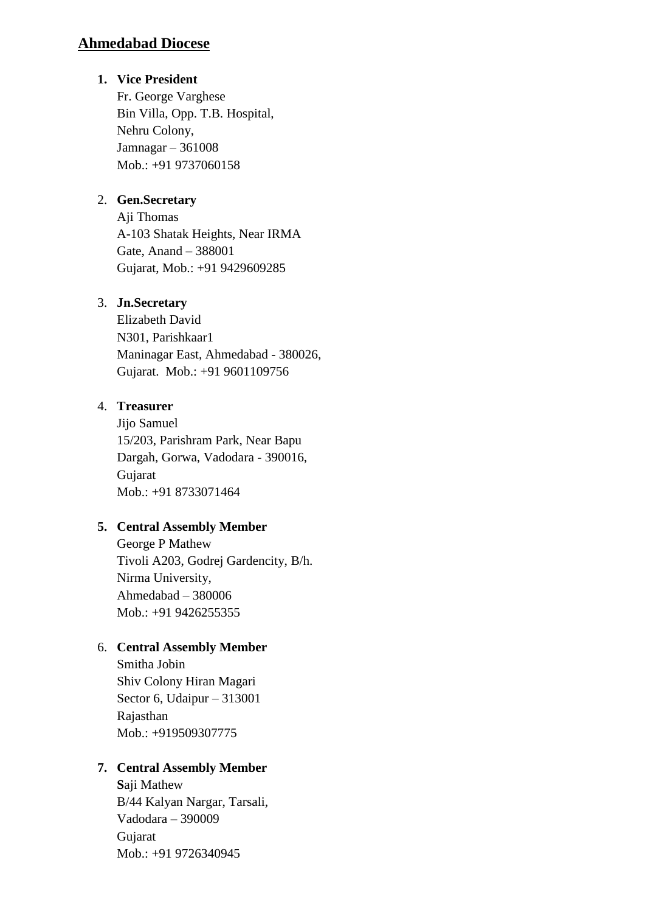## Ahmedabad Diocese

1. **Vice President**
   Fr. George Varghese
   Bin Villa, Opp. T.B. Hospital,
   Nehru Colony,
   Jamnagar – 361008
   Mob.: +91 9737060158

2. **Gen.Secretary**
   Aji Thomas
   A-103 Shatak Heights, Near IRMA
   Gate, Anand – 388001
   Gujarat, Mob.: +91 9429609285

3. **Jn.Secretary**
   Elizabeth David
   N301, Parishkaar1
   Maninagar East, Ahmedabad - 380026,
   Gujarat. Mob.: +91 9601109756

4. **Treasurer**
   Jijo Samuel
   15/203, Parishram Park, Near Bapu
   Dargah, Gorwa, Vadodara - 390016,
   Gujarat
   Mob.: +91 8733071464

5. **Central Assembly Member**
   George P Mathew
   Tivoli A203, Godrej Gardencity, B/h.
   Nirma University,
   Ahmedabad – 380006
   Mob.: +91 9426255355

6. **Central Assembly Member**
   Smitha Jobin
   Shiv Colony Hiran Magari
   Sector 6, Udaipur – 313001
   Rajasthan
   Mob.: +919509307775

7. **Central Assembly Member**
   **S**aji Mathew
   B/44 Kalyan Nargar, Tarsali,
   Vadodara – 390009
   Gujarat
   Mob.: +91 9726340945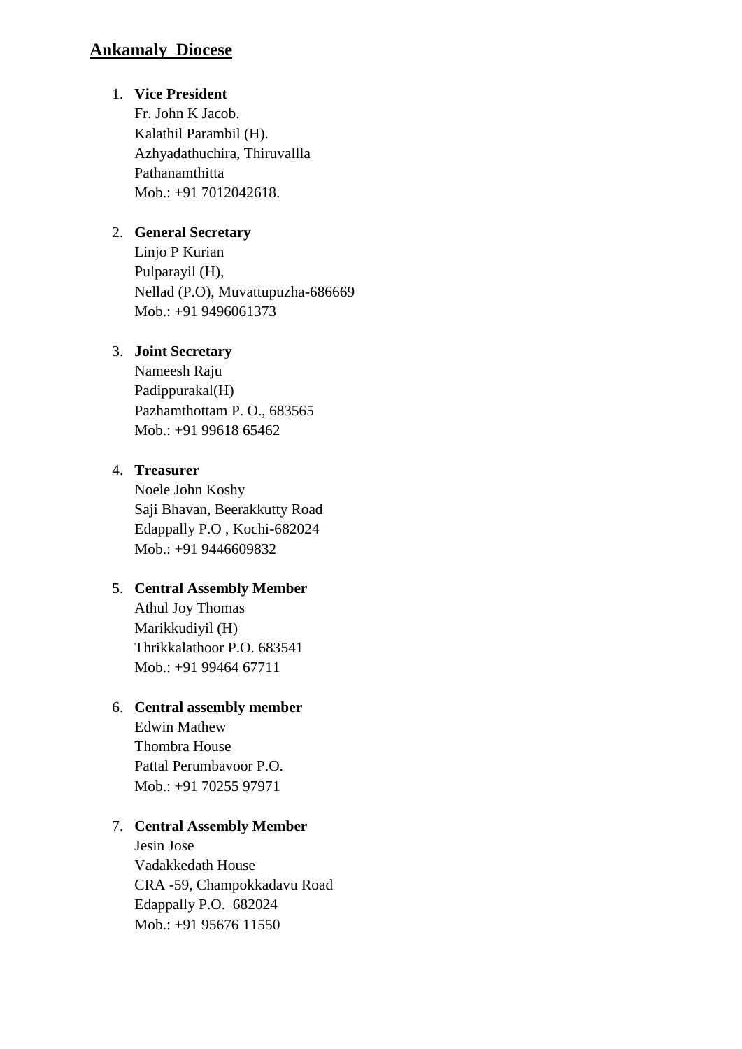## **Ankamaly Diocese**

1. **Vice President**
   Fr. John K Jacob.
   Kalathil Parambil (H).
   Azhyadathuchira, Thiruvallla
   Pathanamthitta
   Mob.: +91 7012042618.

2. **General Secretary**
   Linjo P Kurian
   Pulparayil (H),
   Nellad (P.O), Muvattupuzha-686669
   Mob.: +91 9496061373

3. **Joint Secretary**
   Nameesh Raju
   Padippurakal(H)
   Pazhamthottam P. O., 683565
   Mob.: +91 99618 65462

4. **Treasurer**
   Noele John Koshy
   Saji Bhavan, Beerakkutty Road
   Edappally P.O , Kochi-682024
   Mob.: +91 9446609832

5. **Central Assembly Member**
   Athul Joy Thomas
   Marikkudiyil (H)
   Thrikkalathoor P.O. 683541
   Mob.: +91 99464 67711

6. **Central assembly member**
   Edwin Mathew
   Thombra House
   Pattal Perumbavoor P.O.
   Mob.: +91 70255 97971

7. **Central Assembly Member**
   Jesin Jose
   Vadakkedath House
   CRA -59, Champokkadavu Road
   Edappally P.O. 682024
   Mob.: +91 95676 11550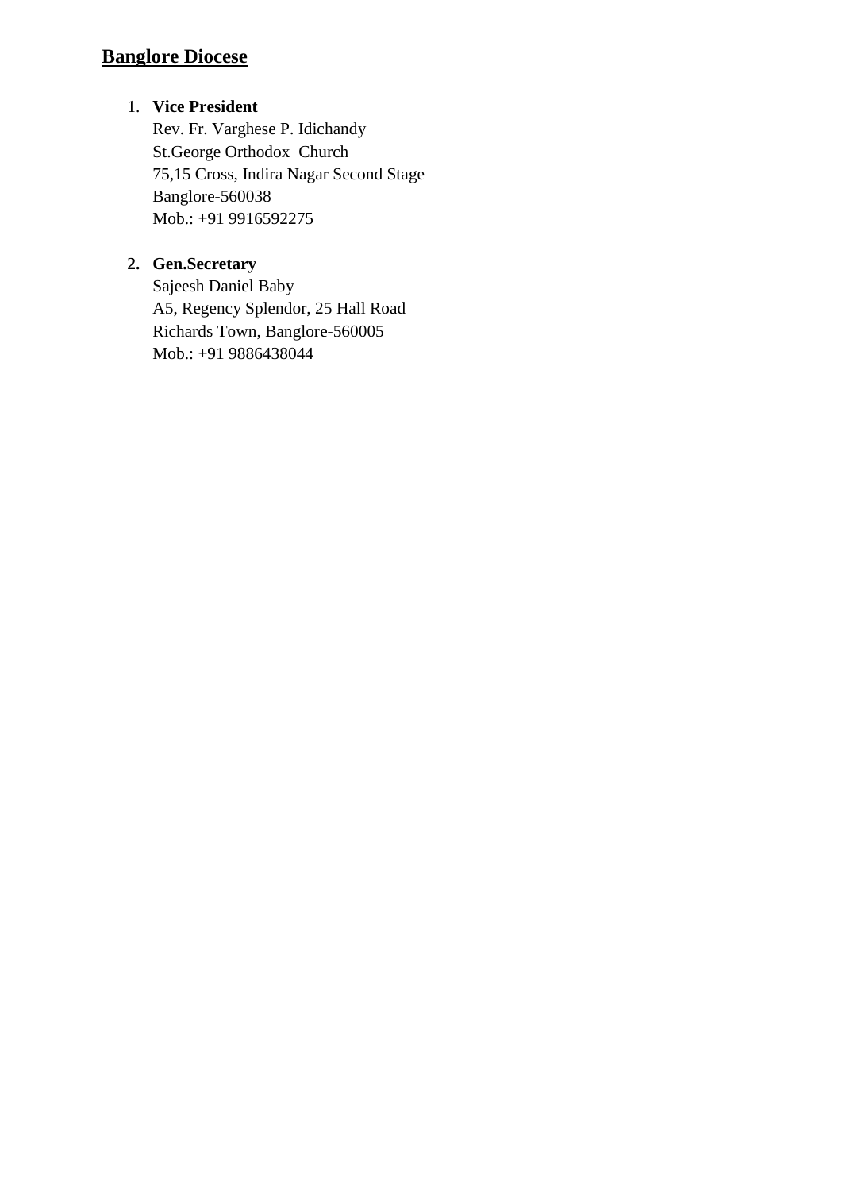## Banglore Diocese

1. **Vice President**
   Rev. Fr. Varghese P. Idichandy
   St.George Orthodox Church
   75,15 Cross, Indira Nagar Second Stage
   Banglore-560038
   Mob.: +91 9916592275

2. **Gen.Secretary**
   Sajeesh Daniel Baby
   A5, Regency Splendor, 25 Hall Road
   Richards Town, Banglore-560005
   Mob.: +91 9886438044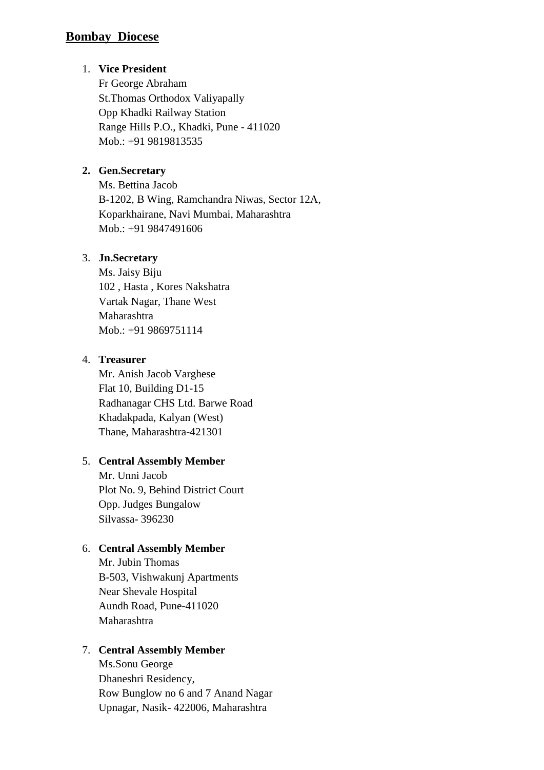## **Bombay Diocese**

1. **Vice President**
   Fr George Abraham
   St.Thomas Orthodox Valiyapally
   Opp Khadki Railway Station
   Range Hills P.O., Khadki, Pune - 411020
   Mob.: +91 9819813535

2. **Gen.Secretary**
   Ms. Bettina Jacob
   B-1202, B Wing, Ramchandra Niwas, Sector 12A,
   Koparkhairane, Navi Mumbai, Maharashtra
   Mob.: +91 9847491606

3. **Jn.Secretary**
   Ms. Jaisy Biju
   102 , Hasta , Kores Nakshatra
   Vartak Nagar, Thane West
   Maharashtra
   Mob.: +91 9869751114

4. **Treasurer**
   Mr. Anish Jacob Varghese
   Flat 10, Building D1-15
   Radhanagar CHS Ltd. Barwe Road
   Khadakpada, Kalyan (West)
   Thane, Maharashtra-421301

5. **Central Assembly Member**
   Mr. Unni Jacob
   Plot No. 9, Behind District Court
   Opp. Judges Bungalow
   Silvassa- 396230

6. **Central Assembly Member**
   Mr. Jubin Thomas
   B-503, Vishwakunj Apartments
   Near Shevale Hospital
   Aundh Road, Pune-411020
   Maharashtra

7. **Central Assembly Member**
   Ms.Sonu George
   Dhaneshri Residency,
   Row Bunglow no 6 and 7 Anand Nagar
   Upnagar, Nasik- 422006, Maharashtra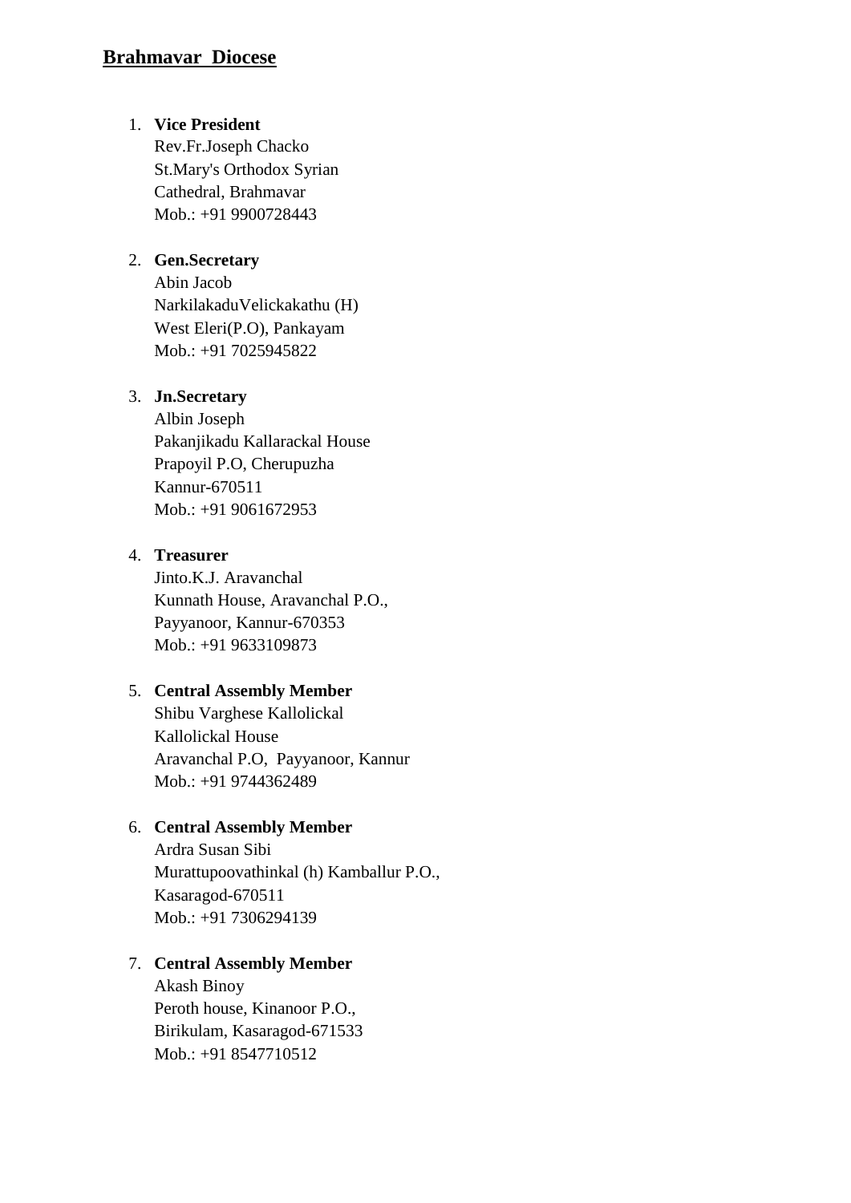## **Brahmavar Diocese**

1. **Vice President**
   Rev.Fr.Joseph Chacko
   St.Mary's Orthodox Syrian
   Cathedral, Brahmavar
   Mob.: +91 9900728443

2. **Gen.Secretary**
   Abin Jacob
   NarkilakaduVelickakathu (H)
   West Eleri(P.O), Pankayam
   Mob.: +91 7025945822

3. **Jn.Secretary**
   Albin Joseph
   Pakanjikadu Kallarackal House
   Prapoyil P.O, Cherupuzha
   Kannur-670511
   Mob.: +91 9061672953

4. **Treasurer**
   Jinto.K.J. Aravanchal
   Kunnath House, Aravanchal P.O.,
   Payyanoor, Kannur-670353
   Mob.: +91 9633109873

5. **Central Assembly Member**
   Shibu Varghese Kallolickal
   Kallolickal House
   Aravanchal P.O, Payyanoor, Kannur
   Mob.: +91 9744362489

6. **Central Assembly Member**
   Ardra Susan Sibi
   Murattupoovathinkal (h) Kamballur P.O.,
   Kasaragod-670511
   Mob.: +91 7306294139

7. **Central Assembly Member**
   Akash Binoy
   Peroth house, Kinanoor P.O.,
   Birikulam, Kasaragod-671533
   Mob.: +91 8547710512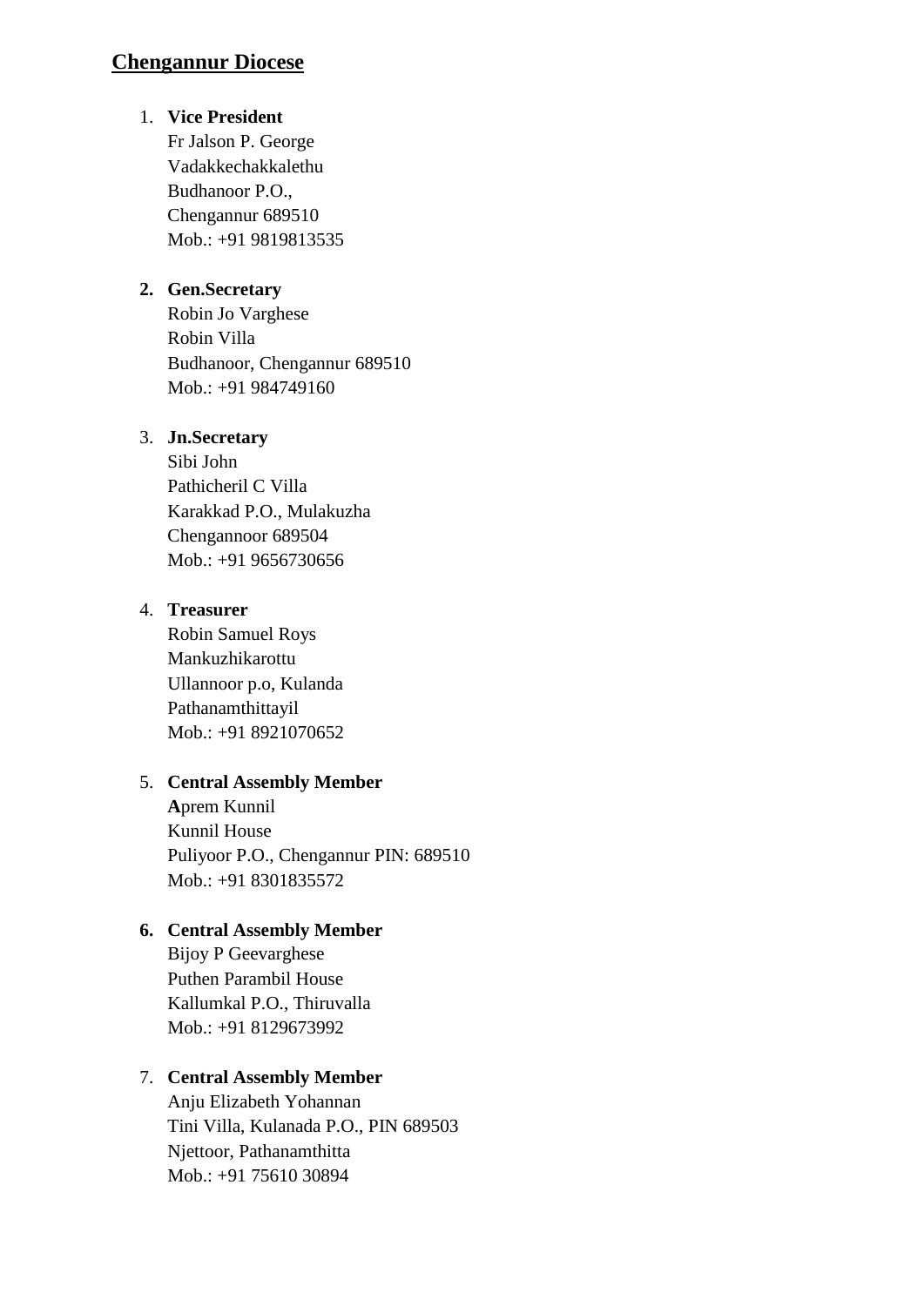## Chengannur Diocese

1. **Vice President**
   Fr Jalson P. George
   Vadakkechakkalethu
   Budhanoor P.O.,
   Chengannur 689510
   Mob.: +91 9819813535

2. **Gen.Secretary**
   Robin Jo Varghese
   Robin Villa
   Budhanoor, Chengannur 689510
   Mob.: +91 984749160

3. **Jn.Secretary**
   Sibi John
   Pathicheril C Villa
   Karakkad P.O., Mulakuzha
   Chengannoor 689504
   Mob.: +91 9656730656

4. **Treasurer**
   Robin Samuel Roys
   Mankuzhikarottu
   Ullannoor p.o, Kulanda
   Pathanamthittayil
   Mob.: +91 8921070652

5. **Central Assembly Member**
   **A**prem Kunnil
   Kunnil House
   Puliyoor P.O., Chengannur PIN: 689510
   Mob.: +91 8301835572

6. **Central Assembly Member**
   Bijoy P Geevarghese
   Puthen Parambil House
   Kallumkal P.O., Thiruvalla
   Mob.: +91 8129673992

7. **Central Assembly Member**
   Anju Elizabeth Yohannan
   Tini Villa, Kulanada P.O., PIN 689503
   Njettoor, Pathanamthitta
   Mob.: +91 75610 30894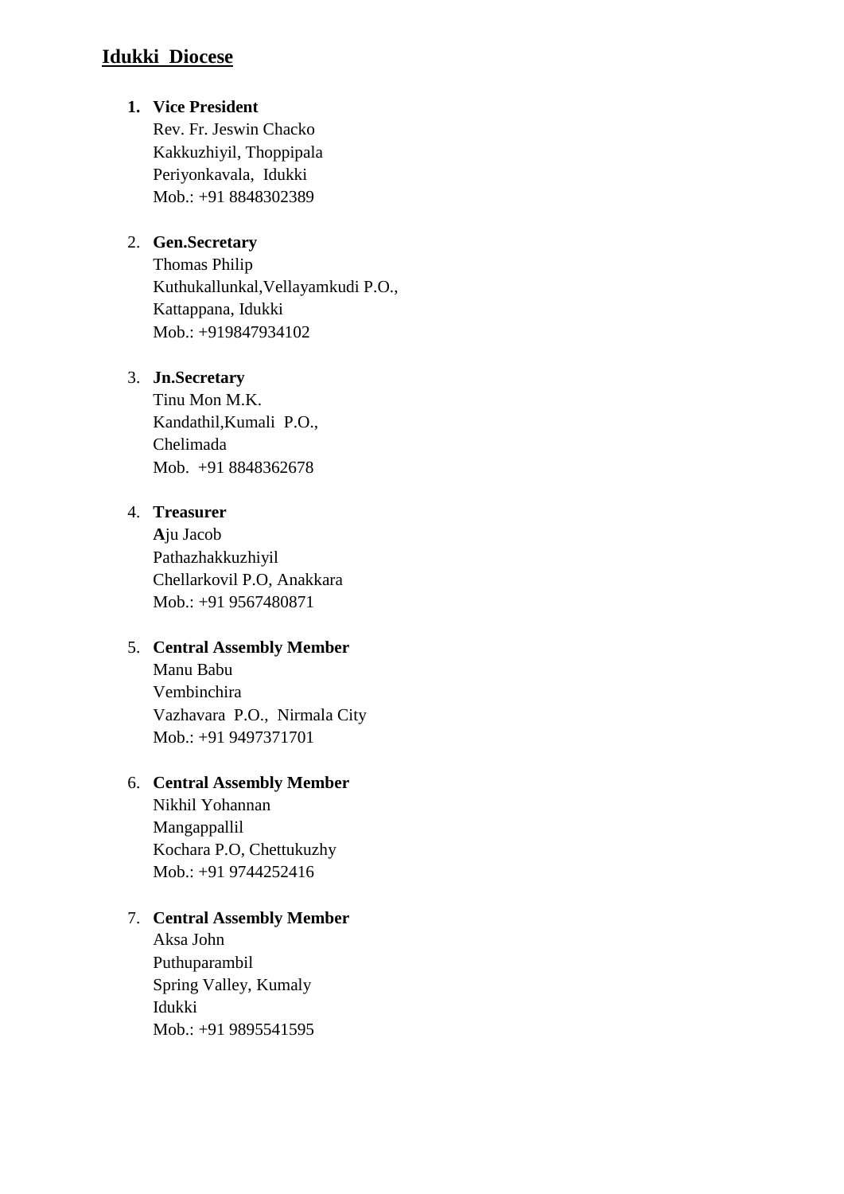## Idukki Diocese

1. **Vice President**
   Rev. Fr. Jeswin Chacko
   Kakkuzhiyil, Thoppipala
   Periyonkavala, Idukki
   Mob.: +91 8848302389

2. **Gen.Secretary**
   Thomas Philip
   Kuthukallunkal,Vellayamkudi P.O.,
   Kattappana, Idukki
   Mob.: +919847934102

3. **Jn.Secretary**
   Tinu Mon M.K.
   Kandathil,Kumali P.O.,
   Chelimada
   Mob. +91 8848362678

4. **Treasurer**
   **A**ju Jacob
   Pathazhakkuzhiyil
   Chellarkovil P.O, Anakkara
   Mob.: +91 9567480871

5. **Central Assembly Member**
   Manu Babu
   Vembinchira
   Vazhavara P.O., Nirmala City
   Mob.: +91 9497371701

6. **Central Assembly Member**
   Nikhil Yohannan
   Mangappallil
   Kochara P.O, Chettukuzhy
   Mob.: +91 9744252416

7. **Central Assembly Member**
   Aksa John
   Puthuparambil
   Spring Valley, Kumaly
   Idukki
   Mob.: +91 9895541595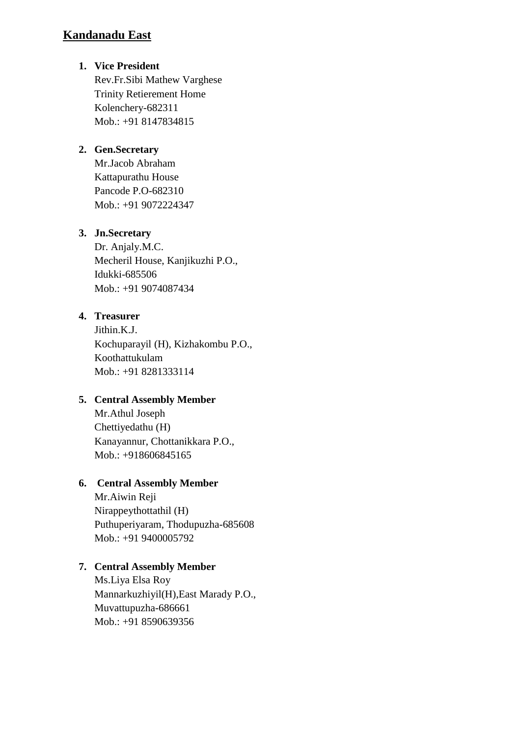## Kandanadu East

1. **Vice President**
   Rev.Fr.Sibi Mathew Varghese
   Trinity Retierement Home
   Kolenchery-682311
   Mob.: +91 8147834815

2. **Gen.Secretary**
   Mr.Jacob Abraham
   Kattapurathu House
   Pancode P.O-682310
   Mob.: +91 9072224347

3. **Jn.Secretary**
   Dr. Anjaly.M.C.
   Mecheril House, Kanjikuzhi P.O.,
   Idukki-685506
   Mob.: +91 9074087434

4. **Treasurer**
   Jithin.K.J.
   Kochuparayil (H), Kizhakombu P.O.,
   Koothattukulam
   Mob.: +91 8281333114

5. **Central Assembly Member**
   Mr.Athul Joseph
   Chettiyedathu (H)
   Kanayannur, Chottanikkara P.O.,
   Mob.: +918606845165

6. **Central Assembly Member**
   Mr.Aiwin Reji
   Nirappeythottathil (H)
   Puthuperiyaram, Thodupuzha-685608
   Mob.: +91 9400005792

7. **Central Assembly Member**
   Ms.Liya Elsa Roy
   Mannarkuzhiyil(H),East Marady P.O.,
   Muvattupuzha-686661
   Mob.: +91 8590639356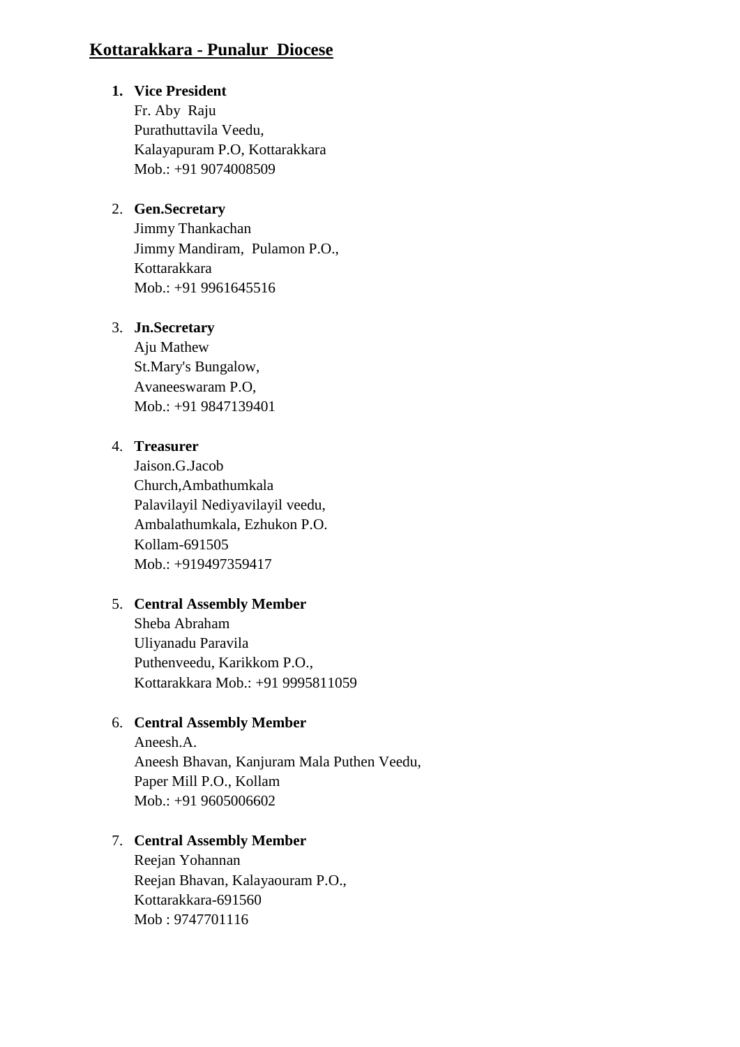## Kottarakkara - Punalur Diocese

1. **Vice President**
   Fr. Aby Raju
   Purathuttavila Veedu,
   Kalayapuram P.O, Kottarakkara
   Mob.: +91 9074008509

2. **Gen.Secretary**
   Jimmy Thankachan
   Jimmy Mandiram, Pulamon P.O.,
   Kottarakkara
   Mob.: +91 9961645516

3. **Jn.Secretary**
   Aju Mathew
   St.Mary's Bungalow,
   Avaneeswaram P.O,
   Mob.: +91 9847139401

4. **Treasurer**
   Jaison.G.Jacob
   Church,Ambathumkala
   Palavilayil Nediyavilayil veedu,
   Ambalathumkala, Ezhukon P.O.
   Kollam-691505
   Mob.: +919497359417

5. **Central Assembly Member**
   Sheba Abraham
   Uliyanadu Paravila
   Puthenveedu, Karikkom P.O.,
   Kottarakkara Mob.: +91 9995811059

6. **Central Assembly Member**
   Aneesh.A.
   Aneesh Bhavan, Kanjuram Mala Puthen Veedu,
   Paper Mill P.O., Kollam
   Mob.: +91 9605006602

7. **Central Assembly Member**
   Reejan Yohannan
   Reejan Bhavan, Kalayaouram P.O.,
   Kottarakkara-691560
   Mob : 9747701116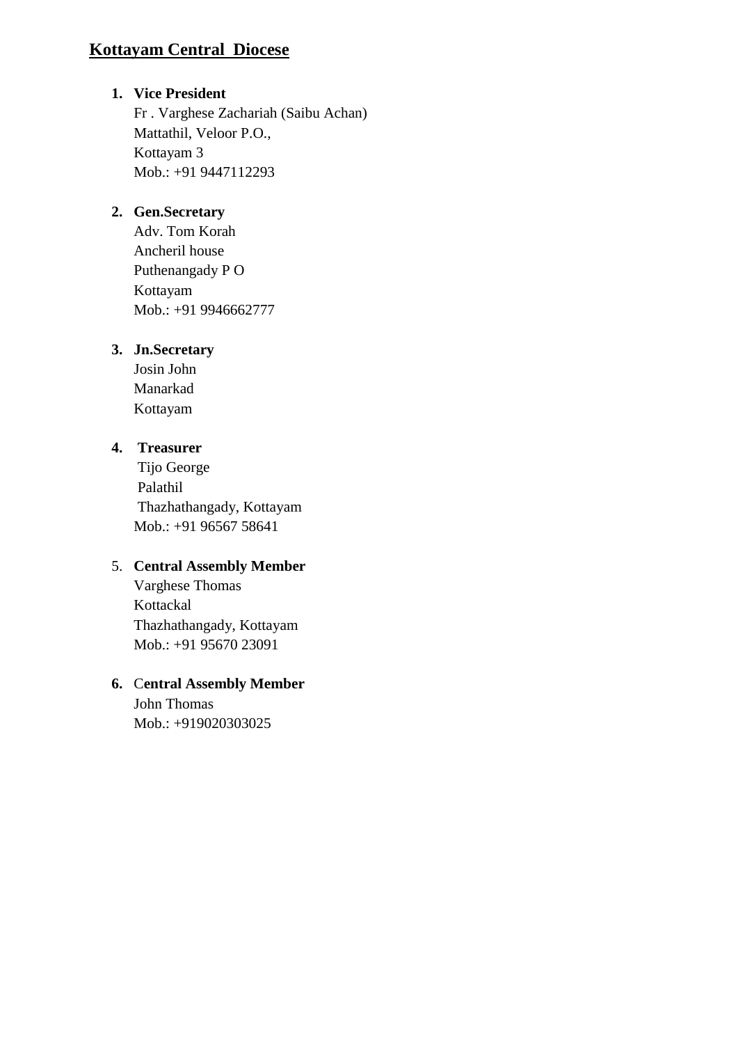## Kottayam Central  Diocese

1. **Vice President**
   Fr . Varghese Zachariah (Saibu Achan)
   Mattathil, Veloor P.O.,
   Kottayam 3
   Mob.: +91 9447112293

2. **Gen.Secretary**
   Adv. Tom Korah
   Ancheril house
   Puthenangady P O
   Kottayam
   Mob.: +91 9946662777

3. **Jn.Secretary**
   Josin John
   Manarkad
   Kottayam

4. **Treasurer**
   Tijo George
   Palathil
   Thazhathangady, Kottayam
   Mob.: +91 96567 58641

5. **Central Assembly Member**
   Varghese Thomas
   Kottackal
   Thazhathangady, Kottayam
   Mob.: +91 95670 23091

6. **Central Assembly Member**
   John Thomas
   Mob.: +919020303025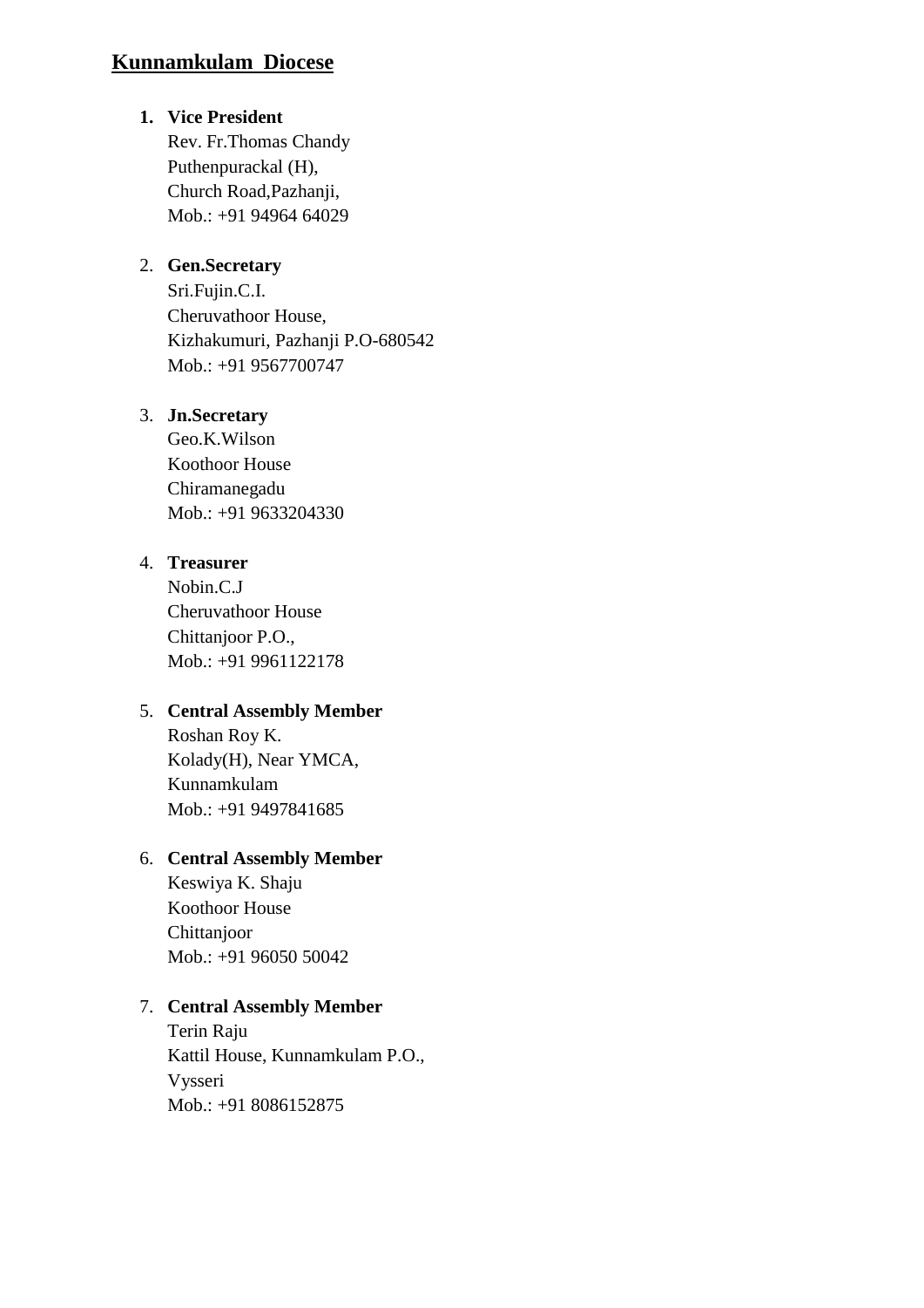## **Kunnamkulam Diocese**

1. **Vice President**
   Rev. Fr.Thomas Chandy
   Puthenpurackal (H),
   Church Road,Pazhanji,
   Mob.: +91 94964 64029

2. **Gen.Secretary**
   Sri.Fujin.C.I.
   Cheruvathoor House,
   Kizhakumuri, Pazhanji P.O-680542
   Mob.: +91 9567700747

3. **Jn.Secretary**
   Geo.K.Wilson
   Koothoor House
   Chiramanegadu
   Mob.: +91 9633204330

4. **Treasurer**
   Nobin.C.J
   Cheruvathoor House
   Chittanjoor P.O.,
   Mob.: +91 9961122178

5. **Central Assembly Member**
   Roshan Roy K.
   Kolady(H), Near YMCA,
   Kunnamkulam
   Mob.: +91 9497841685

6. **Central Assembly Member**
   Keswiya K. Shaju
   Koothoor House
   Chittanjoor
   Mob.: +91 96050 50042

7. **Central Assembly Member**
   Terin Raju
   Kattil House, Kunnamkulam P.O.,
   Vysseri
   Mob.: +91 8086152875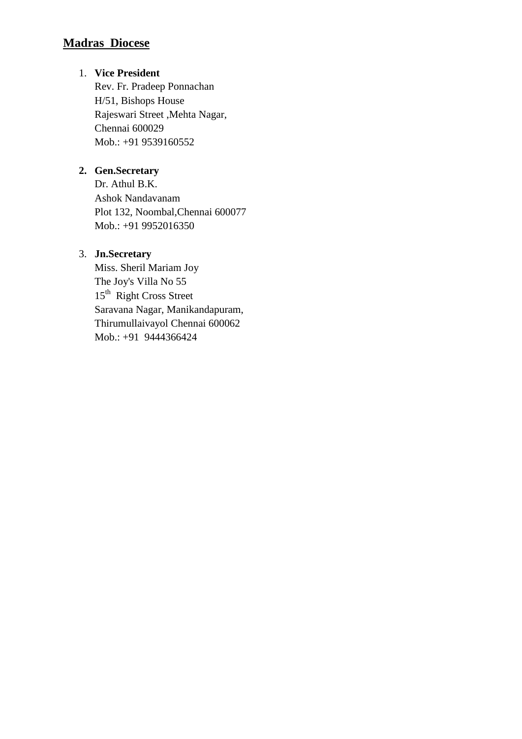## **Madras Diocese**

1. **Vice President**
   Rev. Fr. Pradeep Ponnachan
   H/51, Bishops House
   Rajeswari Street ,Mehta Nagar,
   Chennai 600029
   Mob.: +91 9539160552

2. **Gen.Secretary**
   Dr. Athul B.K.
   Ashok Nandavanam
   Plot 132, Noombal,Chennai 600077
   Mob.: +91 9952016350

3. **Jn.Secretary**
   Miss. Sheril Mariam Joy
   The Joy's Villa No 55
   15th Right Cross Street
   Saravana Nagar, Manikandapuram,
   Thirumullaivayol Chennai 600062
   Mob.: +91 9444366424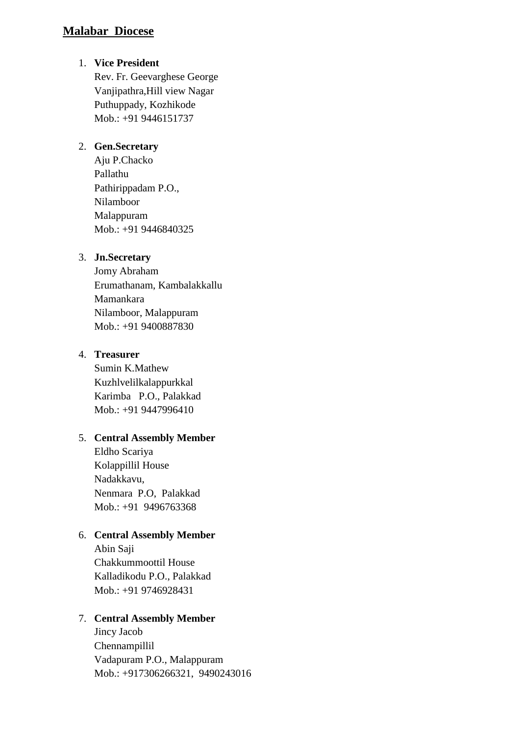## Malabar Diocese

1. **Vice President**
   Rev. Fr. Geevarghese George
   Vanjipathra,Hill view Nagar
   Puthuppady, Kozhikode
   Mob.: +91 9446151737

2. **Gen.Secretary**
   Aju P.Chacko
   Pallathu
   Pathirippadam P.O.,
   Nilamboor
   Malappuram
   Mob.: +91 9446840325

3. **Jn.Secretary**
   Jomy Abraham
   Erumathanam, Kambalakkallu
   Mamankara
   Nilamboor, Malappuram
   Mob.: +91 9400887830

4. **Treasurer**
   Sumin K.Mathew
   Kuzhlvelilkalappurkkal
   Karimba P.O., Palakkad
   Mob.: +91 9447996410

5. **Central Assembly Member**
   Eldho Scariya
   Kolappillil House
   Nadakkavu,
   Nenmara P.O, Palakkad
   Mob.: +91 9496763368

6. **Central Assembly Member**
   Abin Saji
   Chakkummoottil House
   Kalladikodu P.O., Palakkad
   Mob.: +91 9746928431

7. **Central Assembly Member**
   Jincy Jacob
   Chennampillil
   Vadapuram P.O., Malappuram
   Mob.: +917306266321, 9490243016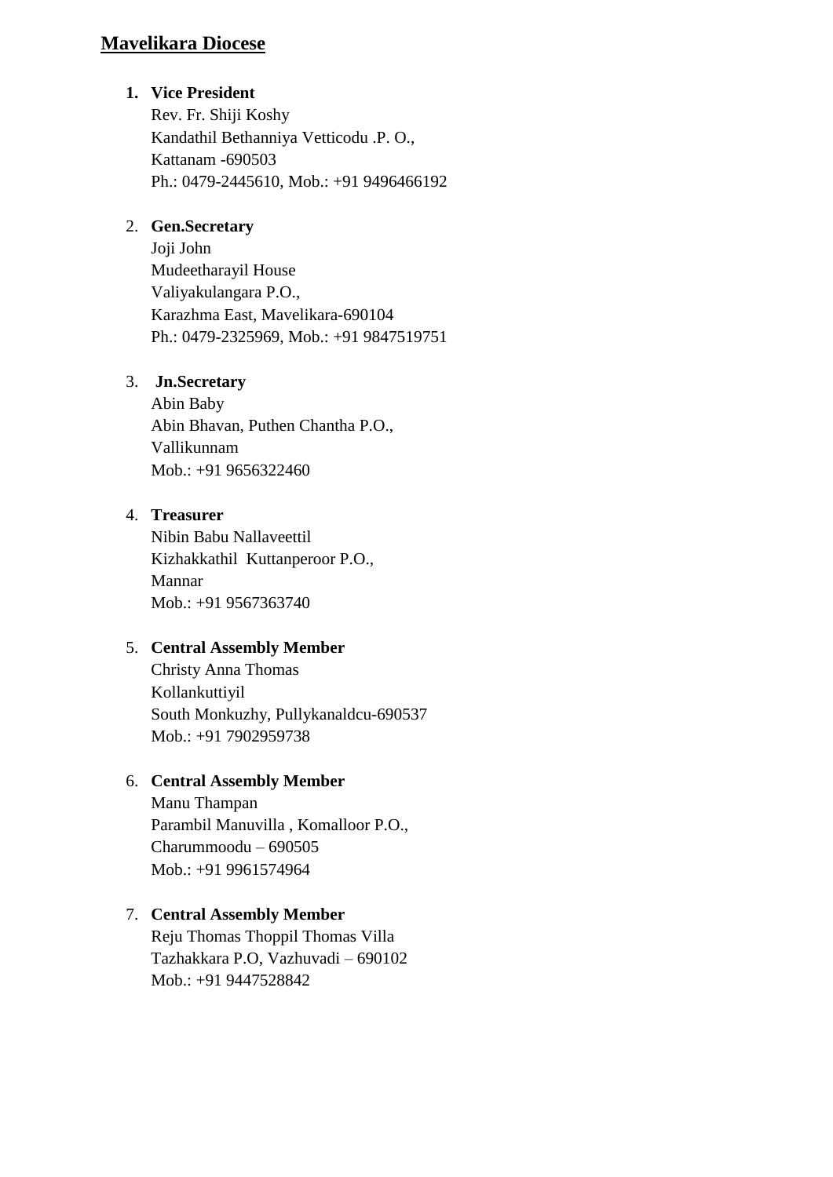## Mavelikara Diocese

1. **Vice President**
   Rev. Fr. Shiji Koshy
   Kandathil Bethanniya Vetticodu .P. O.,
   Kattanam -690503
   Ph.: 0479-2445610, Mob.: +91 9496466192

2. **Gen.Secretary**
   Joji John
   Mudeetharayil House
   Valiyakulangara P.O.,
   Karazhma East, Mavelikara-690104
   Ph.: 0479-2325969, Mob.: +91 9847519751

3. **Jn.Secretary**
   Abin Baby
   Abin Bhavan, Puthen Chantha P.O.,
   Vallikunnam
   Mob.: +91 9656322460

4. **Treasurer**
   Nibin Babu Nallaveettil
   Kizhakkathil Kuttanperoor P.O.,
   Mannar
   Mob.: +91 9567363740

5. **Central Assembly Member**
   Christy Anna Thomas
   Kollankuttiyil
   South Monkuzhy, Pullykanaldcu-690537
   Mob.: +91 7902959738

6. **Central Assembly Member**
   Manu Thampan
   Parambil Manuvilla , Komalloor P.O.,
   Charummoodu – 690505
   Mob.: +91 9961574964

7. **Central Assembly Member**
   Reju Thomas Thoppil Thomas Villa
   Tazhakkara P.O, Vazhuvadi – 690102
   Mob.: +91 9447528842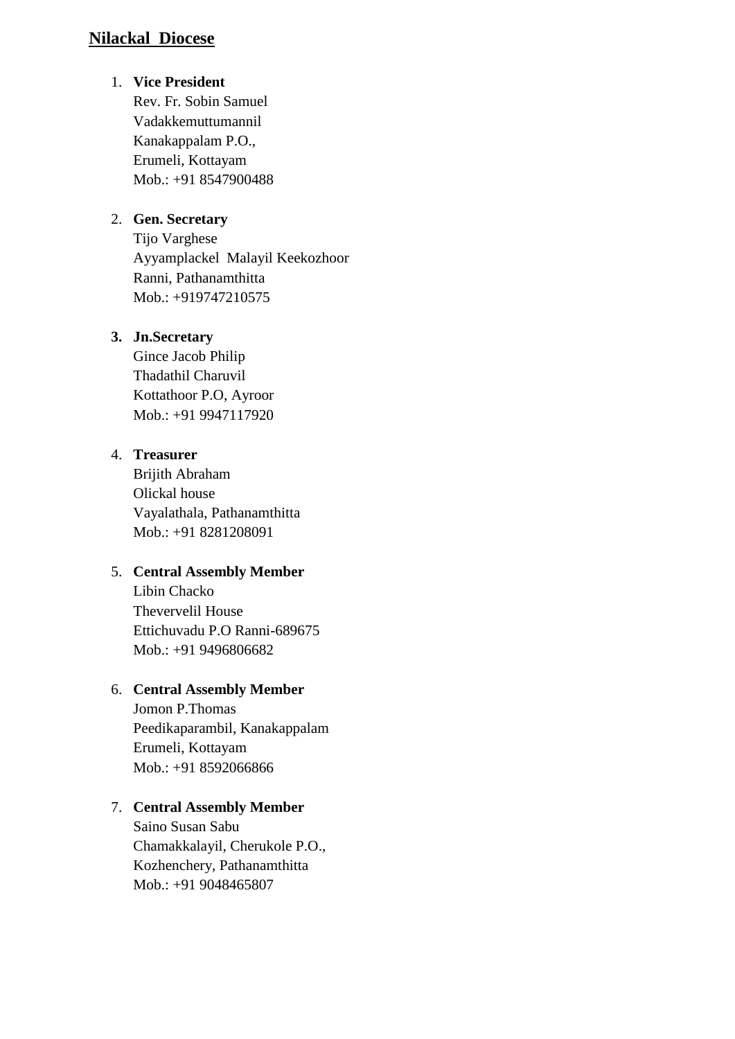## Nilackal Diocese

1. **Vice President**
   Rev. Fr. Sobin Samuel
   Vadakkemuttumannil
   Kanakappalam P.O.,
   Erumeli, Kottayam
   Mob.: +91 8547900488

2. **Gen. Secretary**
   Tijo Varghese
   Ayyamplackel Malayil Keekozhoor
   Ranni, Pathanamthitta
   Mob.: +919747210575

3. **Jn.Secretary**
   Gince Jacob Philip
   Thadathil Charuvil
   Kottathoor P.O, Ayroor
   Mob.: +91 9947117920

4. **Treasurer**
   Brijith Abraham
   Olickal house
   Vayalathala, Pathanamthitta
   Mob.: +91 8281208091

5. **Central Assembly Member**
   Libin Chacko
   Thevervelil House
   Ettichuvadu P.O Ranni-689675
   Mob.: +91 9496806682

6. **Central Assembly Member**
   Jomon P.Thomas
   Peedikaparambil, Kanakappalam
   Erumeli, Kottayam
   Mob.: +91 8592066866

7. **Central Assembly Member**
   Saino Susan Sabu
   Chamakkalayil, Cherukole P.O.,
   Kozhenchery, Pathanamthitta
   Mob.: +91 9048465807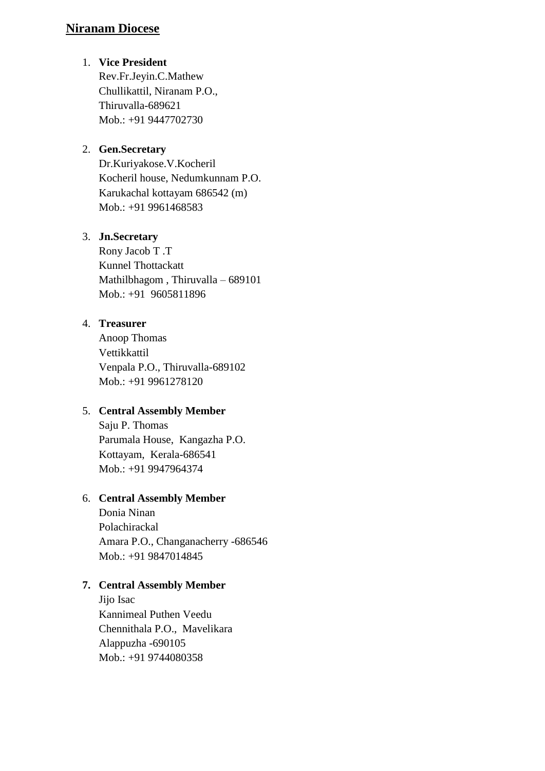## Niranam Diocese

1. **Vice President**
   Rev.Fr.Jeyin.C.Mathew
   Chullikattil, Niranam P.O.,
   Thiruvalla-689621
   Mob.: +91 9447702730

2. **Gen.Secretary**
   Dr.Kuriyakose.V.Kocheril
   Kocheril house, Nedumkunnam P.O.
   Karukachal kottayam 686542 (m)
   Mob.: +91 9961468583

3. **Jn.Secretary**
   Rony Jacob T .T
   Kunnel Thottackatt
   Mathilbhagom , Thiruvalla – 689101
   Mob.: +91 9605811896

4. **Treasurer**
   Anoop Thomas
   Vettikkattil
   Venpala P.O., Thiruvalla-689102
   Mob.: +91 9961278120

5. **Central Assembly Member**
   Saju P. Thomas
   Parumala House, Kangazha P.O.
   Kottayam, Kerala-686541
   Mob.: +91 9947964374

6. **Central Assembly Member**
   Donia Ninan
   Polachirackal
   Amara P.O., Changanacherry -686546
   Mob.: +91 9847014845

7. **Central Assembly Member**
   Jijo Isac
   Kannimeal Puthen Veedu
   Chennithala P.O., Mavelikara
   Alappuzha -690105
   Mob.: +91 9744080358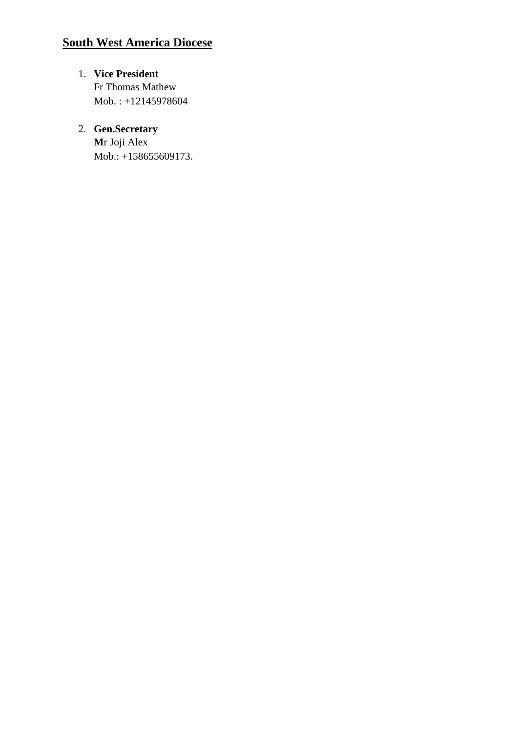## **South West America Diocese**

1. **Vice President**
   Fr Thomas Mathew
   Mob. : +12145978604

2. **Gen.Secretary**
   **M**r Joji Alex
   Mob.: +158655609173.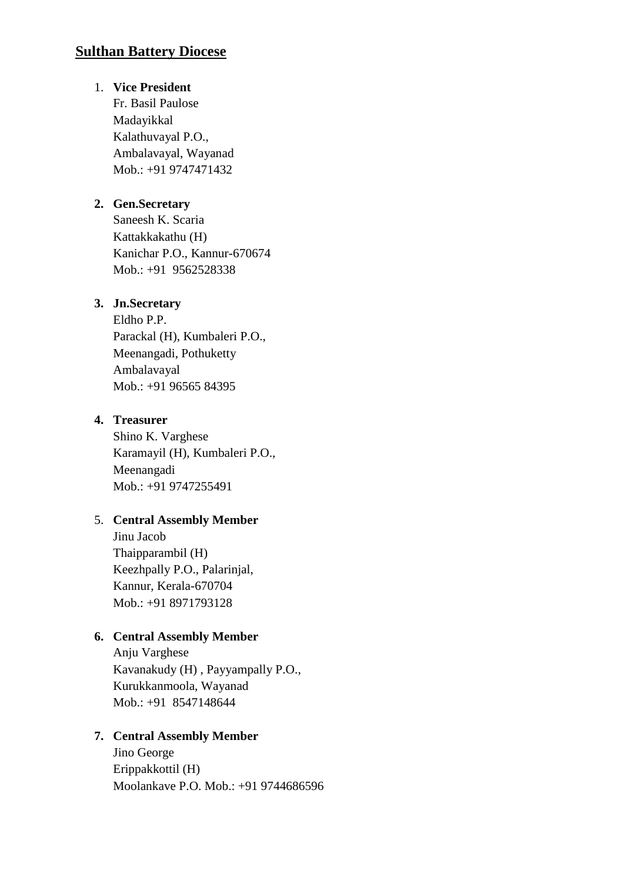## Sulthan Battery Diocese

1. **Vice President**
   Fr. Basil Paulose
   Madayikkal
   Kalathuvayal P.O.,
   Ambalavayal, Wayanad
   Mob.: +91 9747471432

2. **Gen.Secretary**
   Saneesh K. Scaria
   Kattakkakathu (H)
   Kanichar P.O., Kannur-670674
   Mob.: +91 9562528338

3. **Jn.Secretary**
   Eldho P.P.
   Parackal (H), Kumbaleri P.O.,
   Meenangadi, Pothuketty
   Ambalavayal
   Mob.: +91 96565 84395

4. **Treasurer**
   Shino K. Varghese
   Karamayil (H), Kumbaleri P.O.,
   Meenangadi
   Mob.: +91 9747255491

5. **Central Assembly Member**
   Jinu Jacob
   Thaipparambil (H)
   Keezhpally P.O., Palarinjal,
   Kannur, Kerala-670704
   Mob.: +91 8971793128

6. **Central Assembly Member**
   Anju Varghese
   Kavanakudy (H) , Payyampally P.O.,
   Kurukkanmoola, Wayanad
   Mob.: +91 8547148644

7. **Central Assembly Member**
   Jino George
   Erippakkottil (H)
   Moolankave P.O. Mob.: +91 9744686596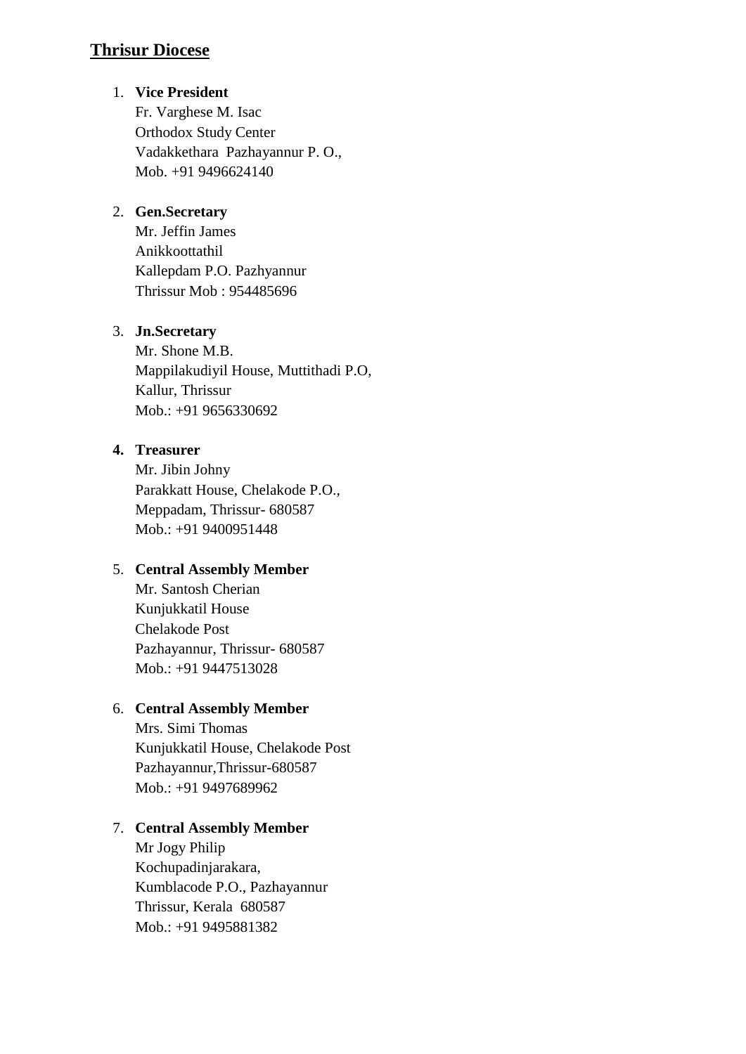## Thrisur Diocese

1. **Vice President**
   Fr. Varghese M. Isac
   Orthodox Study Center
   Vadakkethara Pazhayannur P. O.,
   Mob. +91 9496624140

2. **Gen.Secretary**
   Mr. Jeffin James
   Anikkoottathil
   Kallepdam P.O. Pazhyannur
   Thrissur Mob : 954485696

3. **Jn.Secretary**
   Mr. Shone M.B.
   Mappilakudiyil House, Muttithadi P.O,
   Kallur, Thrissur
   Mob.: +91 9656330692

4. **Treasurer**
   Mr. Jibin Johny
   Parakkatt House, Chelakode P.O.,
   Meppadam, Thrissur- 680587
   Mob.: +91 9400951448

5. **Central Assembly Member**
   Mr. Santosh Cherian
   Kunjukkatil House
   Chelakode Post
   Pazhayannur, Thrissur- 680587
   Mob.: +91 9447513028

6. **Central Assembly Member**
   Mrs. Simi Thomas
   Kunjukkatil House, Chelakode Post
   Pazhayannur,Thrissur-680587
   Mob.: +91 9497689962

7. **Central Assembly Member**
   Mr Jogy Philip
   Kochupadinjarakara,
   Kumblacode P.O., Pazhayannur
   Thrissur, Kerala 680587
   Mob.: +91 9495881382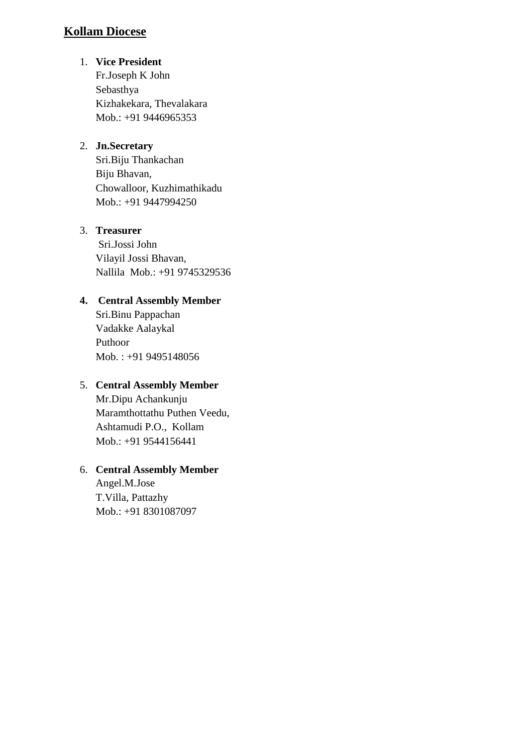## Kollam Diocese

1. **Vice President**
   Fr.Joseph K John
   Sebasthya
   Kizhakekara, Thevalakara
   Mob.: +91 9446965353

2. **Jn.Secretary**
   Sri.Biju Thankachan
   Biju Bhavan,
   Chowalloor, Kuzhimathikadu
   Mob.: +91 9447994250

3. **Treasurer**
   Sri.Jossi John
   Vilayil Jossi Bhavan,
   Nallila Mob.: +91 9745329536

4. **Central Assembly Member**
   Sri.Binu Pappachan
   Vadakke Aalaykal
   Puthoor
   Mob. : +91 9495148056

5. **Central Assembly Member**
   Mr.Dipu Achankunju
   Maramthottathu Puthen Veedu,
   Ashtamudi P.O., Kollam
   Mob.: +91 9544156441

6. **Central Assembly Member**
   Angel.M.Jose
   T.Villa, Pattazhy
   Mob.: +91 8301087097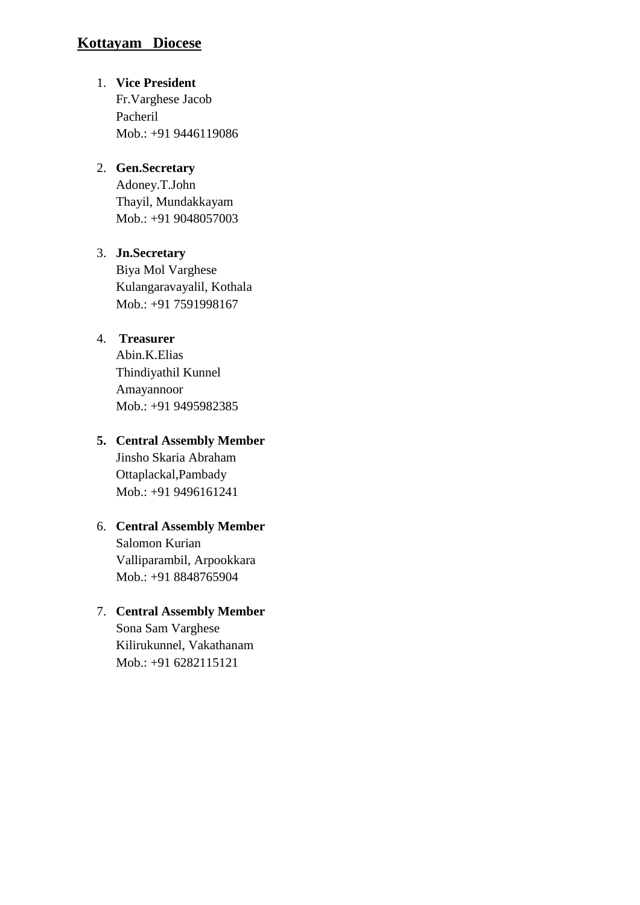## Kottayam   Diocese

1. **Vice President**
   Fr.Varghese Jacob
   Pacheril
   Mob.: +91 9446119086

2. **Gen.Secretary**
   Adoney.T.John
   Thayil, Mundakkayam
   Mob.: +91 9048057003

3. **Jn.Secretary**
   Biya Mol Varghese
   Kulangaravayalil, Kothala
   Mob.: +91 7591998167

4. **Treasurer**
   Abin.K.Elias
   Thindiyathil Kunnel
   Amayannoor
   Mob.: +91 9495982385

5. **Central Assembly Member**
   Jinsho Skaria Abraham
   Ottaplackal,Pambady
   Mob.: +91 9496161241

6. **Central Assembly Member**
   Salomon Kurian
   Valliparambil, Arpookkara
   Mob.: +91 8848765904

7. **Central Assembly Member**
   Sona Sam Varghese
   Kilirukunnel, Vakathanam
   Mob.: +91 6282115121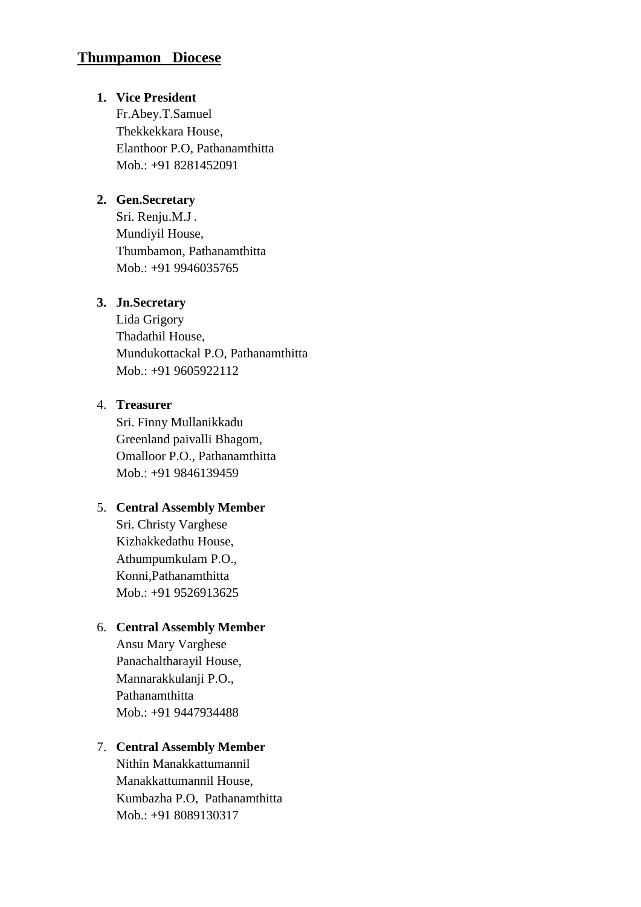## Thumpamon Diocese

1. **Vice President**
   Fr.Abey.T.Samuel
   Thekkekkara House,
   Elanthoor P.O, Pathanamthitta
   Mob.: +91 8281452091

2. **Gen.Secretary**
   Sri. Renju.M.J .
   Mundiyil House,
   Thumbamon, Pathanamthitta
   Mob.: +91 9946035765

3. **Jn.Secretary**
   Lida Grigory
   Thadathil House,
   Mundukottackal P.O, Pathanamthitta
   Mob.: +91 9605922112

4. **Treasurer**
   Sri. Finny Mullanikkadu
   Greenland paivalli Bhagom,
   Omalloor P.O., Pathanamthitta
   Mob.: +91 9846139459

5. **Central Assembly Member**
   Sri. Christy Varghese
   Kizhakkedathu House,
   Athumpumkulam P.O.,
   Konni,Pathanamthitta
   Mob.: +91 9526913625

6. **Central Assembly Member**
   Ansu Mary Varghese
   Panachaltharayil House,
   Mannarakkulanji P.O.,
   Pathanamthitta
   Mob.: +91 9447934488

7. **Central Assembly Member**
   Nithin Manakkattumannil
   Manakkattumannil House,
   Kumbazha P.O, Pathanamthitta
   Mob.: +91 8089130317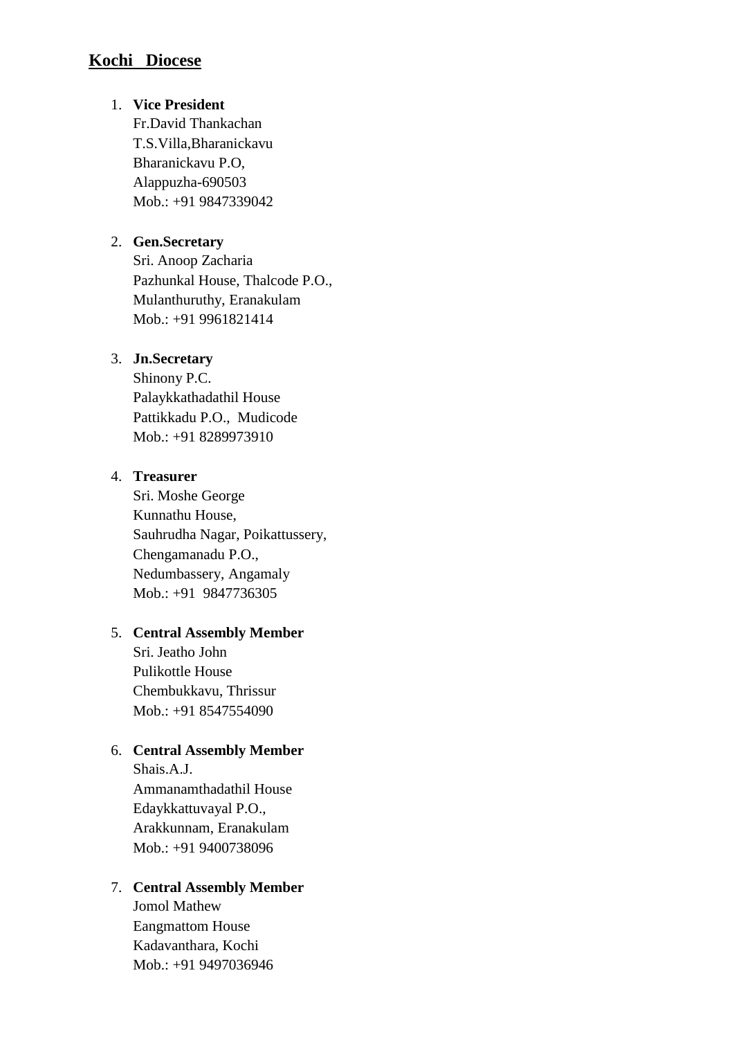## Kochi Diocese

1. **Vice President**
   Fr.David Thankachan
   T.S.Villa,Bharanickavu
   Bharanickavu P.O,
   Alappuzha-690503
   Mob.: +91 9847339042

2. **Gen.Secretary**
   Sri. Anoop Zacharia
   Pazhunkal House, Thalcode P.O.,
   Mulanthuruthy, Eranakulam
   Mob.: +91 9961821414

3. **Jn.Secretary**
   Shinony P.C.
   Palaykkathadathil House
   Pattikkadu P.O., Mudicode
   Mob.: +91 8289973910

4. **Treasurer**
   Sri. Moshe George
   Kunnathu House,
   Sauhrudha Nagar, Poikattussery,
   Chengamanadu P.O.,
   Nedumbassery, Angamaly
   Mob.: +91 9847736305

5. **Central Assembly Member**
   Sri. Jeatho John
   Pulikottle House
   Chembukkavu, Thrissur
   Mob.: +91 8547554090

6. **Central Assembly Member**
   Shais.A.J.
   Ammanamthadathil House
   Edaykkattuvayal P.O.,
   Arakkunnam, Eranakulam
   Mob.: +91 9400738096

7. **Central Assembly Member**
   Jomol Mathew
   Eangmattom House
   Kadavanthara, Kochi
   Mob.: +91 9497036946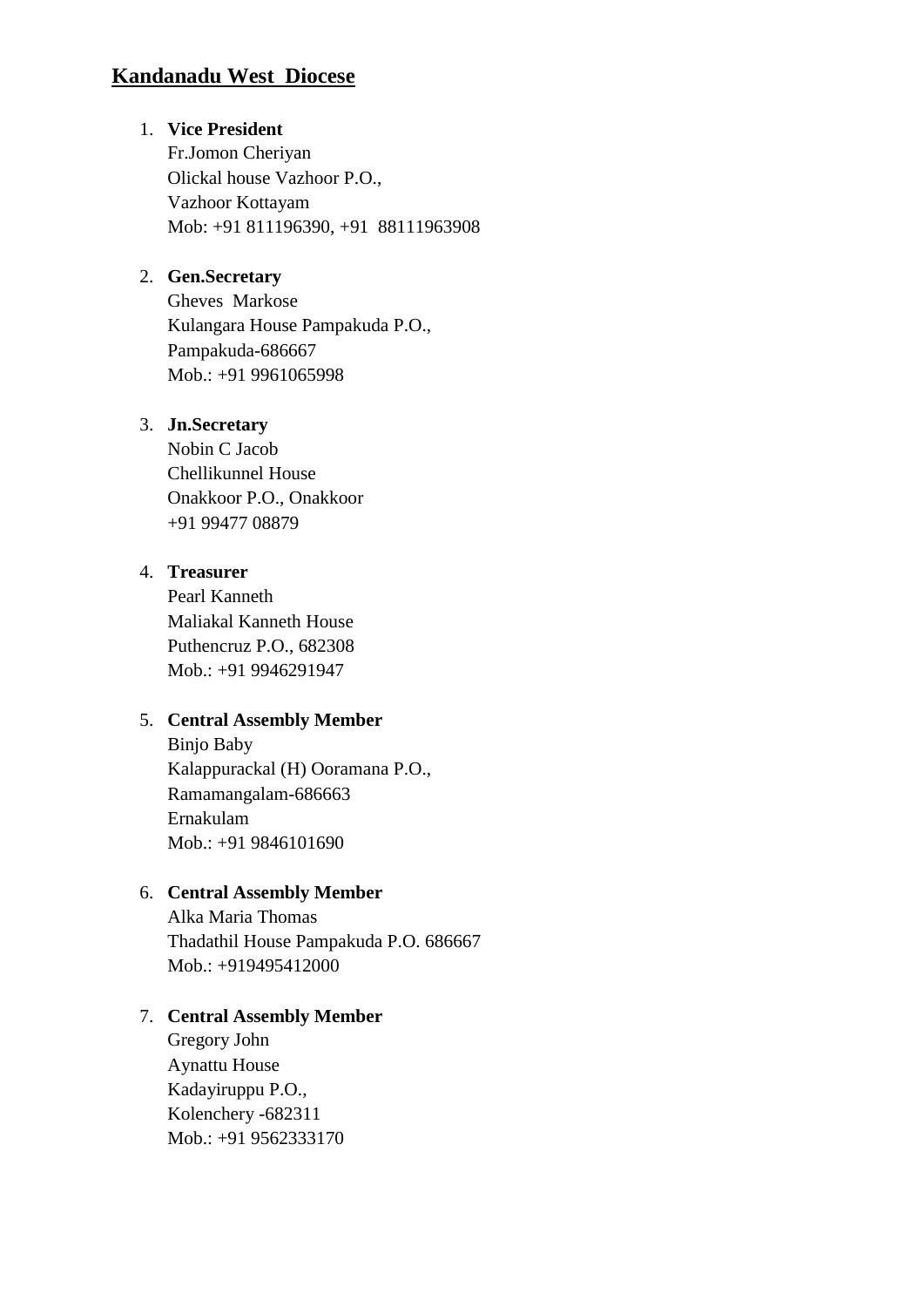## Kandanadu West  Diocese

1. **Vice President**
   Fr.Jomon Cheriyan
   Olickal house Vazhoor P.O.,
   Vazhoor Kottayam
   Mob: +91 811196390, +91  88111963908

2. **Gen.Secretary**
   Gheves  Markose
   Kulangara House Pampakuda P.O.,
   Pampakuda-686667
   Mob.: +91 9961065998

3. **Jn.Secretary**
   Nobin C Jacob
   Chellikunnel House
   Onakkoor P.O., Onakkoor
   +91 99477 08879

4. **Treasurer**
   Pearl Kanneth
   Maliakal Kanneth House
   Puthencruz P.O., 682308
   Mob.: +91 9946291947

5. **Central Assembly Member**
   Binjo Baby
   Kalappurackal (H) Ooramana P.O.,
   Ramamangalam-686663
   Ernakulam
   Mob.: +91 9846101690

6. **Central Assembly Member**
   Alka Maria Thomas
   Thadathil House Pampakuda P.O. 686667
   Mob.: +919495412000

7. **Central Assembly Member**
   Gregory John
   Aynattu House
   Kadayiruppu P.O.,
   Kolenchery -682311
   Mob.: +91 9562333170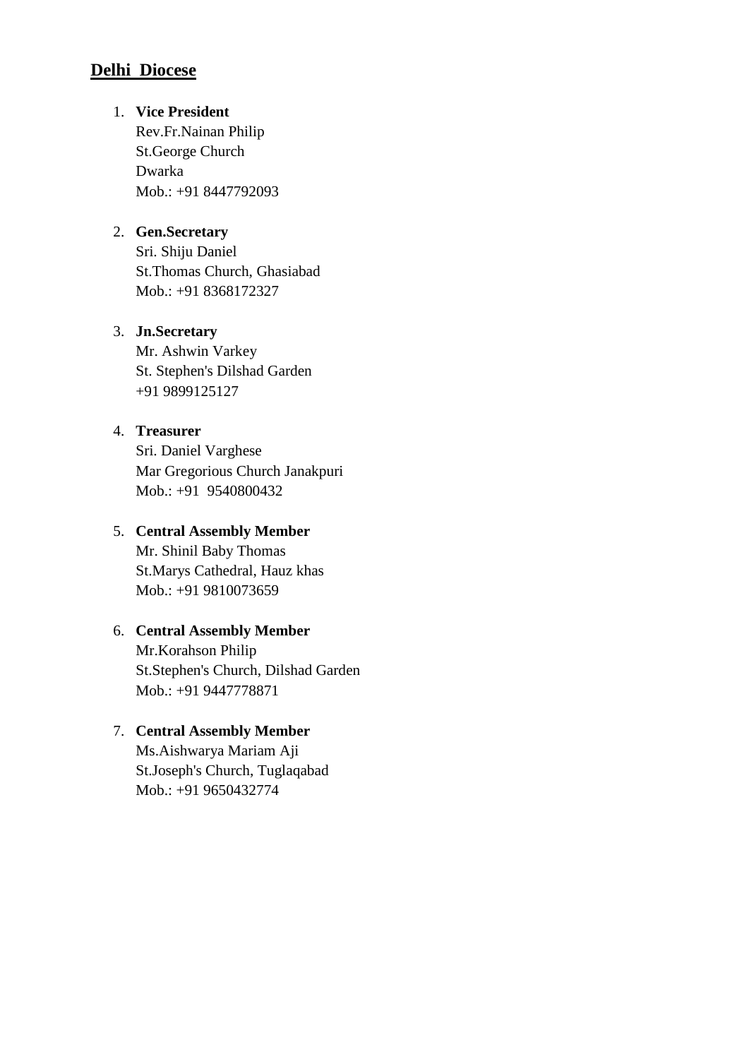## Delhi Diocese

1. **Vice President**
   Rev.Fr.Nainan Philip
   St.George Church
   Dwarka
   Mob.: +91 8447792093

2. **Gen.Secretary**
   Sri. Shiju Daniel
   St.Thomas Church, Ghasiabad
   Mob.: +91 8368172327

3. **Jn.Secretary**
   Mr. Ashwin Varkey
   St. Stephen's Dilshad Garden
   +91 9899125127

4. **Treasurer**
   Sri. Daniel Varghese
   Mar Gregorious Church Janakpuri
   Mob.: +91 9540800432

5. **Central Assembly Member**
   Mr. Shinil Baby Thomas
   St.Marys Cathedral, Hauz khas
   Mob.: +91 9810073659

6. **Central Assembly Member**
   Mr.Korahson Philip
   St.Stephen's Church, Dilshad Garden
   Mob.: +91 9447778871

7. **Central Assembly Member**
   Ms.Aishwarya Mariam Aji
   St.Joseph's Church, Tuglaqabad
   Mob.: +91 9650432774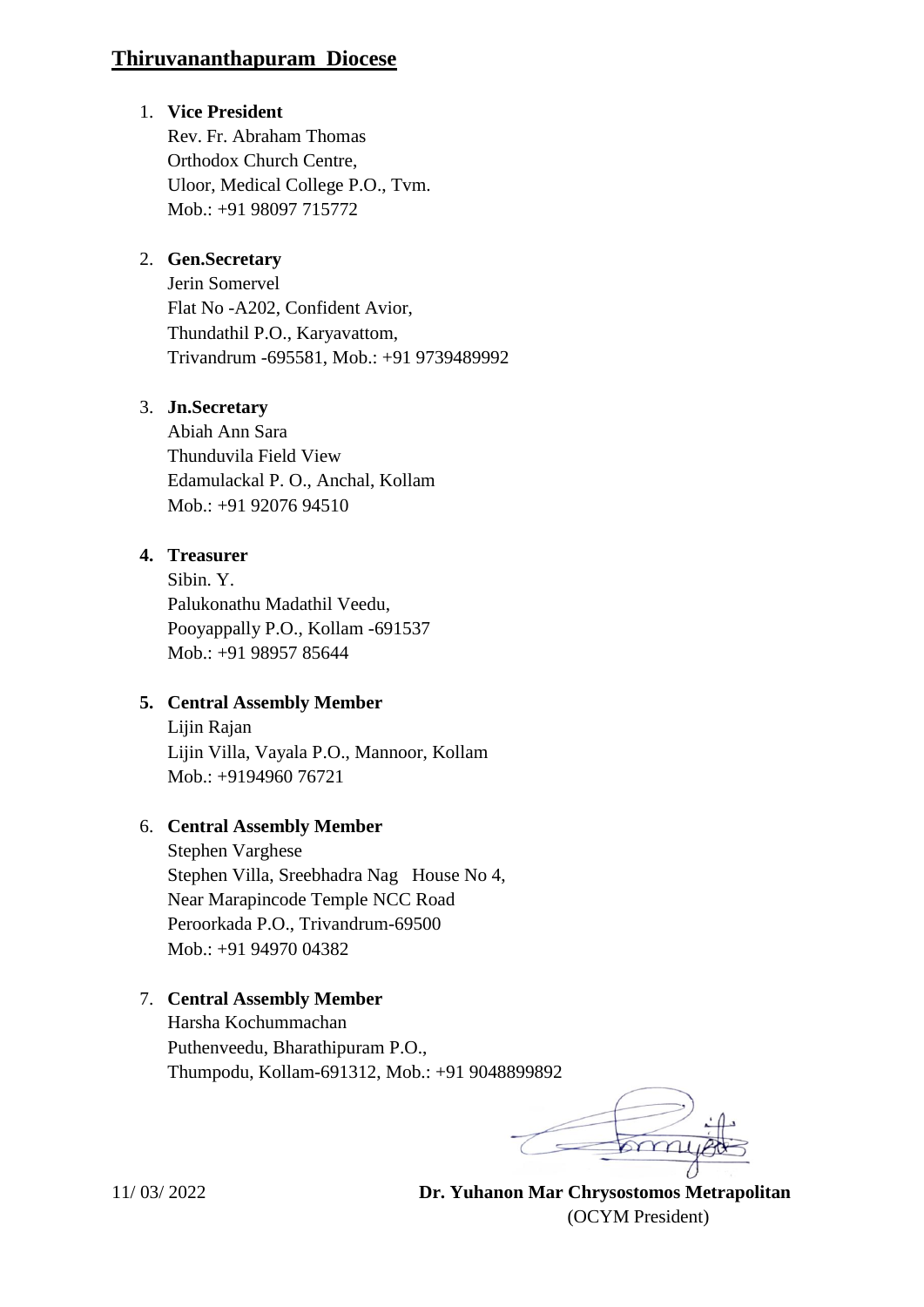## Thiruvananthapuram Diocese

1. **Vice President**
   Rev. Fr. Abraham Thomas
   Orthodox Church Centre,
   Uloor, Medical College P.O., Tvm.
   Mob.: +91 98097 715772

2. **Gen.Secretary**
   Jerin Somervel
   Flat No -A202, Confident Avior,
   Thundathil P.O., Karyavattom,
   Trivandrum -695581, Mob.: +91 9739489992

3. **Jn.Secretary**
   Abiah Ann Sara
   Thunduvila Field View
   Edamulackal P. O., Anchal, Kollam
   Mob.: +91 92076 94510

4. **Treasurer**
   Sibin. Y.
   Palukonathu Madathil Veedu,
   Pooyappally P.O., Kollam -691537
   Mob.: +91 98957 85644

5. **Central Assembly Member**
   Lijin Rajan
   Lijin Villa, Vayala P.O., Mannoor, Kollam
   Mob.: +9194960 76721

6. **Central Assembly Member**
   Stephen Varghese
   Stephen Villa, Sreebhadra Nag House No 4,
   Near Marapincode Temple NCC Road
   Peroorkada P.O., Trivandrum-69500
   Mob.: +91 94970 04382

7. **Central Assembly Member**
   Harsha Kochummachan
   Puthenveedu, Bharathipuram P.O.,
   Thumpodu, Kollam-691312, Mob.: +91 9048899892

11/ 03/ 2022

**Dr. Yuhanon Mar Chrysostomos Metrapolitan**
(OCYM President)